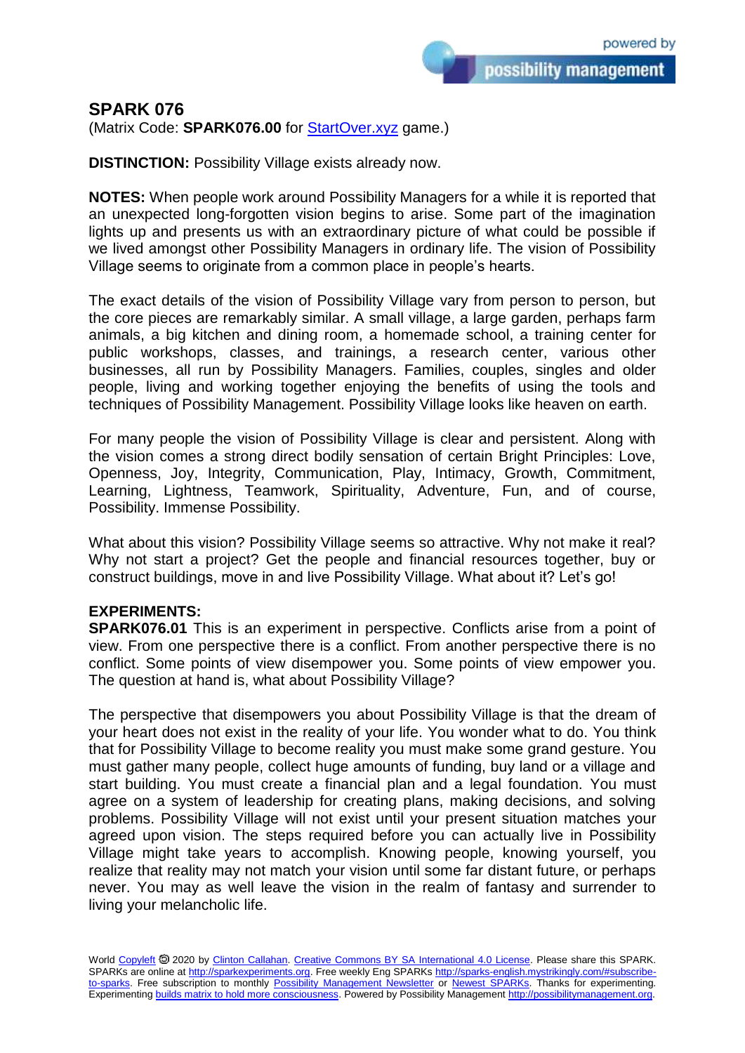# SPARK 076

(Matrix Code: **SPARK076.00** for StartOver.xyz game.)

**DISTINCTION:** Possibility Village exists already now.

**NOTES:** When people work around Possibility Managers for a while it is reported that an unexpected long-forgotten vision begins to arise. Some part of the imagination lights up and presents us with an extraordinary picture of what could be possible if we lived amongst other Possibility Managers in ordinary life. The vision of Possibility Village seems to originate from a common place in people's hearts.

The exact details of the vision of Possibility Village vary from person to person, but the core pieces are remarkably similar. A small village, a large garden, perhaps farm animals, a big kitchen and dining room, a homemade school, a training center for public workshops, classes, and trainings, a research center, various other businesses, all run by Possibility Managers. Families, couples, singles and older people, living and working together enjoying the benefits of using the tools and techniques of Possibility Management. Possibility Village looks like heaven on earth.

For many people the vision of Possibility Village is clear and persistent. Along with the vision comes a strong direct bodily sensation of certain Bright Principles: Love, Openness, Joy, Integrity, Communication, Play, Intimacy, Growth, Commitment, Learning, Lightness, Teamwork, Spirituality, Adventure, Fun, and of course, Possibility. Immense Possibility.

What about this vision? Possibility Village seems so attractive. Why not make it real? Why not start a project? Get the people and financial resources together, buy or construct buildings, move in and live Possibility Village. What about it? Let's go!

**EXPERIMENTS:**

**SPARK076.01** This is an experiment in perspective. Conflicts arise from a point of view. From one perspective there is a conflict. From another perspective there is no conflict. Some points of view disempower you. Some points of view empower you. The question at hand is, what about Possibility Village?

The perspective that disempowers you about Possibility Village is that the dream of your heart does not exist in the reality of your life. You wonder what to do. You think that for Possibility Village to become reality you must make some grand gesture. You must gather many people, collect huge amounts of funding, buy land or a village and start building. You must create a financial plan and a legal foundation. You must agree on a system of leadership for creating plans, making decisions, and solving problems. Possibility Village will not exist until your present situation matches your agreed upon vision. The steps required before you can actually live in Possibility Village might take years to accomplish. Knowing people, knowing yourself, you realize that reality may not match your vision until some far distant future, or perhaps never. You may as well leave the vision in the realm of fantasy and surrender to living your melancholic life.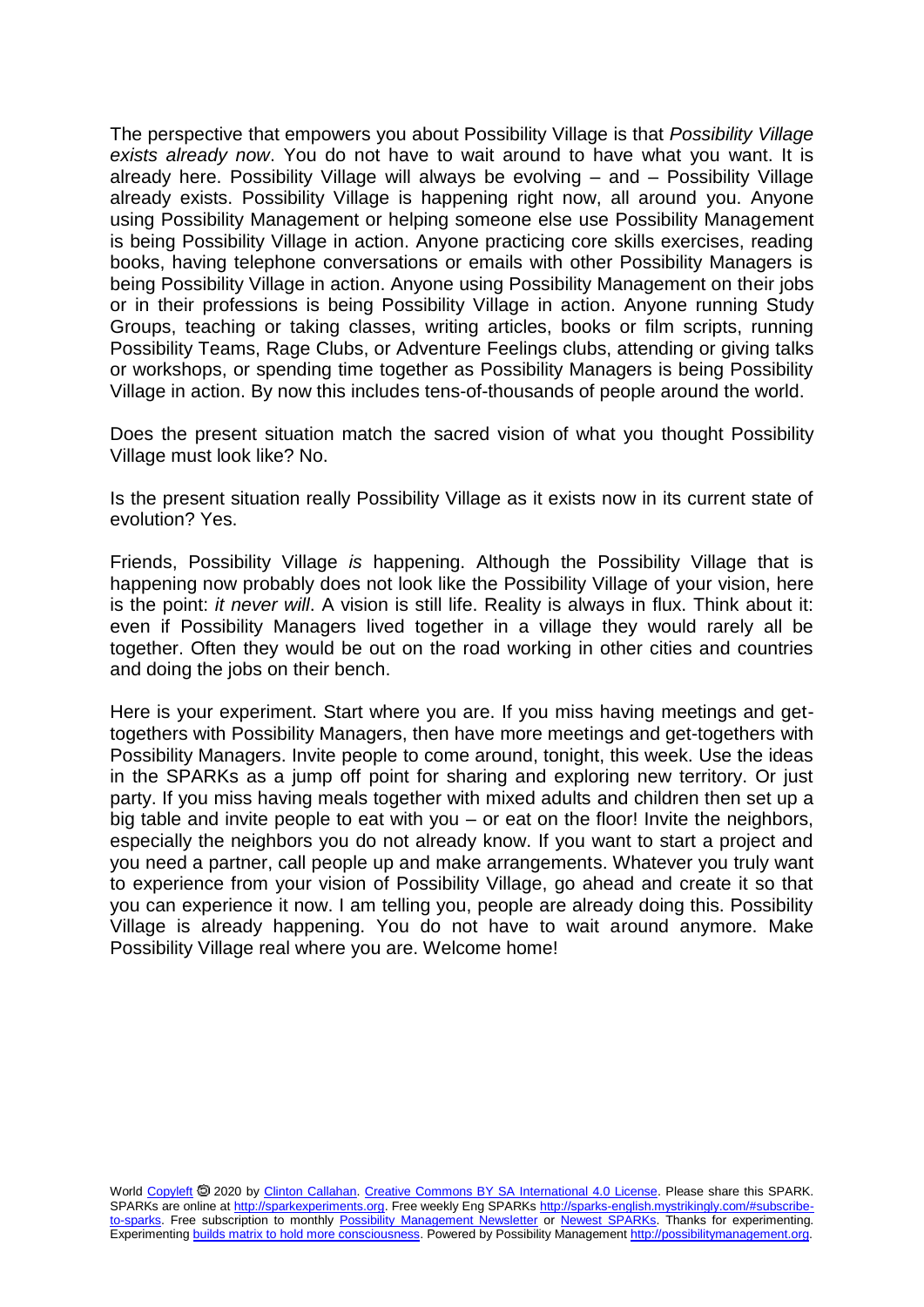The perspective that empowers you about Possibility Village is that *Possibility Village exists already now*. You do not have to wait around to have what you want. It is already here. Possibility Village will always be evolving – and – Possibility Village already exists. Possibility Village is happening right now, all around you. Anyone using Possibility Management or helping someone else use Possibility Management is being Possibility Village in action. Anyone practicing core skills exercises, reading books, having telephone conversations or emails with other Possibility Managers is being Possibility Village in action. Anyone using Possibility Management on their jobs or in their professions is being Possibility Village in action. Anyone running Study Groups, teaching or taking classes, writing articles, books or film scripts, running Possibility Teams, Rage Clubs, or Adventure Feelings clubs, attending or giving talks or workshops, or spending time together as Possibility Managers is being Possibility Village in action. By now this includes tens-of-thousands of people around the world.

Does the present situation match the sacred vision of what you thought Possibility Village must look like? No.

Is the present situation really Possibility Village as it exists now in its current state of evolution? Yes.

Friends, Possibility Village *is* happening. Although the Possibility Village that is happening now probably does not look like the Possibility Village of your vision, here is the point: *it never will*. A vision is still life. Reality is always in flux. Think about it: even if Possibility Managers lived together in a village they would rarely all be together. Often they would be out on the road working in other cities and countries and doing the jobs on their bench.

Here is your experiment. Start where you are. If you miss having meetings and get-togethers with Possibility Managers, then have more meetings and get-togethers with Possibility Managers. Invite people to come around, tonight, this week. Use the ideas in the SPARKs as a jump off point for sharing and exploring new territory. Or just party. If you miss having meals together with mixed adults and children then set up a big table and invite people to eat with you – or eat on the floor! Invite the neighbors, especially the neighbors you do not already know. If you want to start a project and you need a partner, call people up and make arrangements. Whatever you truly want to experience from your vision of Possibility Village, go ahead and create it so that you can experience it now. I am telling you, people are already doing this. Possibility Village is already happening. You do not have to wait around anymore. Make Possibility Village real where you are. Welcome home!

World Copyleft 🄯 2020 by Clinton Callahan. Creative Commons BY SA International 4.0 License. Please share this SPARK. SPARKs are online at http://sparkexperiments.org. Free weekly Eng SPARKs http://sparks-english.mystrikingly.com/#subscribe-to-sparks. Free subscription to monthly Possibility Management Newsletter or Newest SPARKs. Thanks for experimenting. Experimenting builds matrix to hold more consciousness. Powered by Possibility Management http://possibilitymanagement.org.